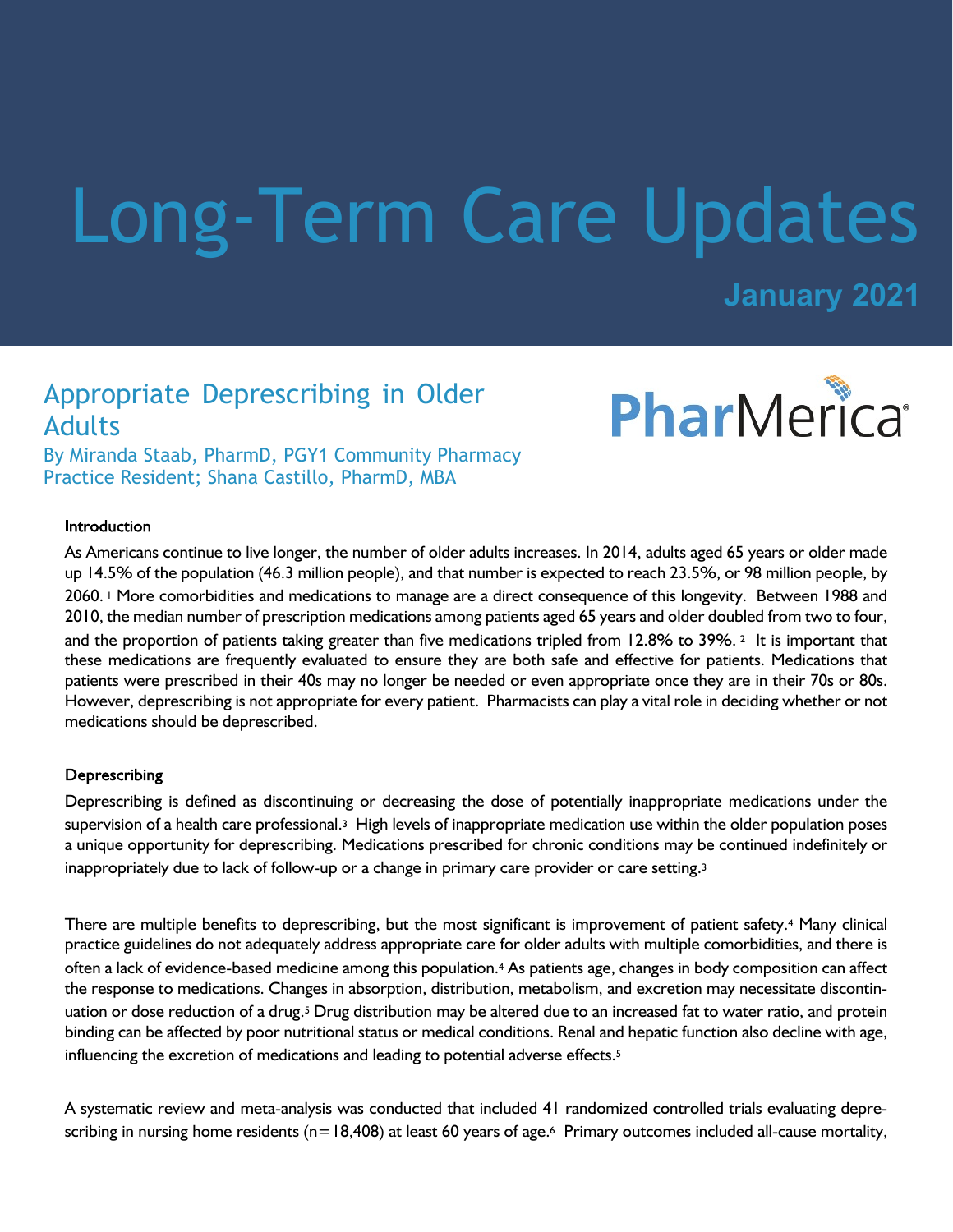# Long-Term Care Updates

**January 2021**

## Appropriate Deprescribing in Older Adults

By Miranda Staab, PharmD, PGY1 Community Pharmacy Practice Resident; Shana Castillo, PharmD, MBA

PharMerica

### Introduction

As Americans continue to live longer, the number of older adults increases. In 2014, adults aged 65 years or older made up 14.5% of the population (46.3 million people), and that number is expected to reach 23.5%, or 98 million people, by 2060.[1] More comorbidities and medications to manage are a direct consequence of this longevity. Between 1988 and 2010, the median number of prescription medications among patients aged 65 years and older doubled from two to four, and the proportion of patients taking greater than five medications tripled from 12.8% to 39%.[2] It is important that these medications are frequently evaluated to ensure they are both safe and effective for patients. Medications that patients were prescribed in their 40s may no longer be needed or even appropriate once they are in their 70s or 80s. However, deprescribing is not appropriate for every patient. Pharmacists can play a vital role in deciding whether or not medications should be deprescribed.

### Deprescribing

Deprescribing is defined as discontinuing or decreasing the dose of potentially inappropriate medications under the supervision of a health care professional.[3] High levels of inappropriate medication use within the older population poses a unique opportunity for deprescribing. Medications prescribed for chronic conditions may be continued indefinitely or inappropriately due to lack of follow-up or a change in primary care provider or care setting.[3]

There are multiple benefits to deprescribing, but the most significant is improvement of patient safety.[4] Many clinical practice guidelines do not adequately address appropriate care for older adults with multiple comorbidities, and there is often a lack of evidence-based medicine among this population.[4] As patients age, changes in body composition can affect the response to medications. Changes in absorption, distribution, metabolism, and excretion may necessitate discontinuation or dose reduction of a drug.[5] Drug distribution may be altered due to an increased fat to water ratio, and protein binding can be affected by poor nutritional status or medical conditions. Renal and hepatic function also decline with age, influencing the excretion of medications and leading to potential adverse effects.[5]

A systematic review and meta-analysis was conducted that included 41 randomized controlled trials evaluating deprescribing in nursing home residents (n=18,408) at least 60 years of age.[6] Primary outcomes included all-cause mortality,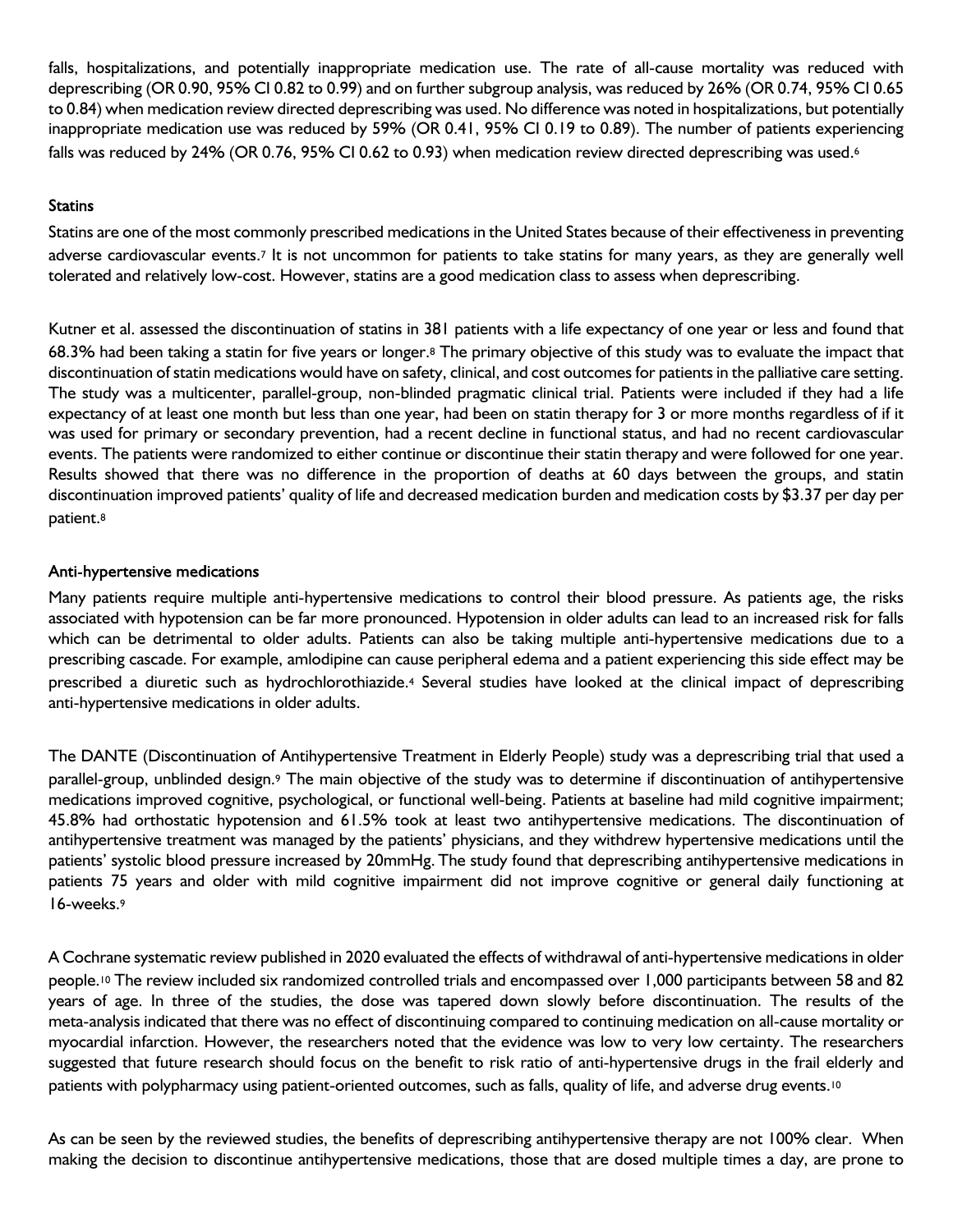falls, hospitalizations, and potentially inappropriate medication use. The rate of all-cause mortality was reduced with deprescribing (OR 0.90, 95% CI 0.82 to 0.99) and on further subgroup analysis, was reduced by 26% (OR 0.74, 95% CI 0.65 to 0.84) when medication review directed deprescribing was used. No difference was noted in hospitalizations, but potentially inappropriate medication use was reduced by 59% (OR 0.41, 95% CI 0.19 to 0.89). The number of patients experiencing falls was reduced by 24% (OR 0.76, 95% CI 0.62 to 0.93) when medication review directed deprescribing was used.[6]

### Statins

Statins are one of the most commonly prescribed medications in the United States because of their effectiveness in preventing adverse cardiovascular events.[7] It is not uncommon for patients to take statins for many years, as they are generally well tolerated and relatively low-cost. However, statins are a good medication class to assess when deprescribing.

Kutner et al. assessed the discontinuation of statins in 381 patients with a life expectancy of one year or less and found that 68.3% had been taking a statin for five years or longer.[8] The primary objective of this study was to evaluate the impact that discontinuation of statin medications would have on safety, clinical, and cost outcomes for patients in the palliative care setting. The study was a multicenter, parallel-group, non-blinded pragmatic clinical trial. Patients were included if they had a life expectancy of at least one month but less than one year, had been on statin therapy for 3 or more months regardless of if it was used for primary or secondary prevention, had a recent decline in functional status, and had no recent cardiovascular events. The patients were randomized to either continue or discontinue their statin therapy and were followed for one year. Results showed that there was no difference in the proportion of deaths at 60 days between the groups, and statin discontinuation improved patients' quality of life and decreased medication burden and medication costs by $3.37 per day per patient.[8]

### Anti-hypertensive medications

Many patients require multiple anti-hypertensive medications to control their blood pressure. As patients age, the risks associated with hypotension can be far more pronounced. Hypotension in older adults can lead to an increased risk for falls which can be detrimental to older adults. Patients can also be taking multiple anti-hypertensive medications due to a prescribing cascade. For example, amlodipine can cause peripheral edema and a patient experiencing this side effect may be prescribed a diuretic such as hydrochlorothiazide.[4] Several studies have looked at the clinical impact of deprescribing anti-hypertensive medications in older adults.

The DANTE (Discontinuation of Antihypertensive Treatment in Elderly People) study was a deprescribing trial that used a parallel-group, unblinded design.[9] The main objective of the study was to determine if discontinuation of antihypertensive medications improved cognitive, psychological, or functional well-being. Patients at baseline had mild cognitive impairment; 45.8% had orthostatic hypotension and 61.5% took at least two antihypertensive medications. The discontinuation of antihypertensive treatment was managed by the patients' physicians, and they withdrew hypertensive medications until the patients' systolic blood pressure increased by 20mmHg. The study found that deprescribing antihypertensive medications in patients 75 years and older with mild cognitive impairment did not improve cognitive or general daily functioning at 16-weeks.[9]

A Cochrane systematic review published in 2020 evaluated the effects of withdrawal of anti-hypertensive medications in older people.[10] The review included six randomized controlled trials and encompassed over 1,000 participants between 58 and 82 years of age. In three of the studies, the dose was tapered down slowly before discontinuation. The results of the meta-analysis indicated that there was no effect of discontinuing compared to continuing medication on all-cause mortality or myocardial infarction. However, the researchers noted that the evidence was low to very low certainty. The researchers suggested that future research should focus on the benefit to risk ratio of anti-hypertensive drugs in the frail elderly and patients with polypharmacy using patient-oriented outcomes, such as falls, quality of life, and adverse drug events.[10]

As can be seen by the reviewed studies, the benefits of deprescribing antihypertensive therapy are not 100% clear. When making the decision to discontinue antihypertensive medications, those that are dosed multiple times a day, are prone to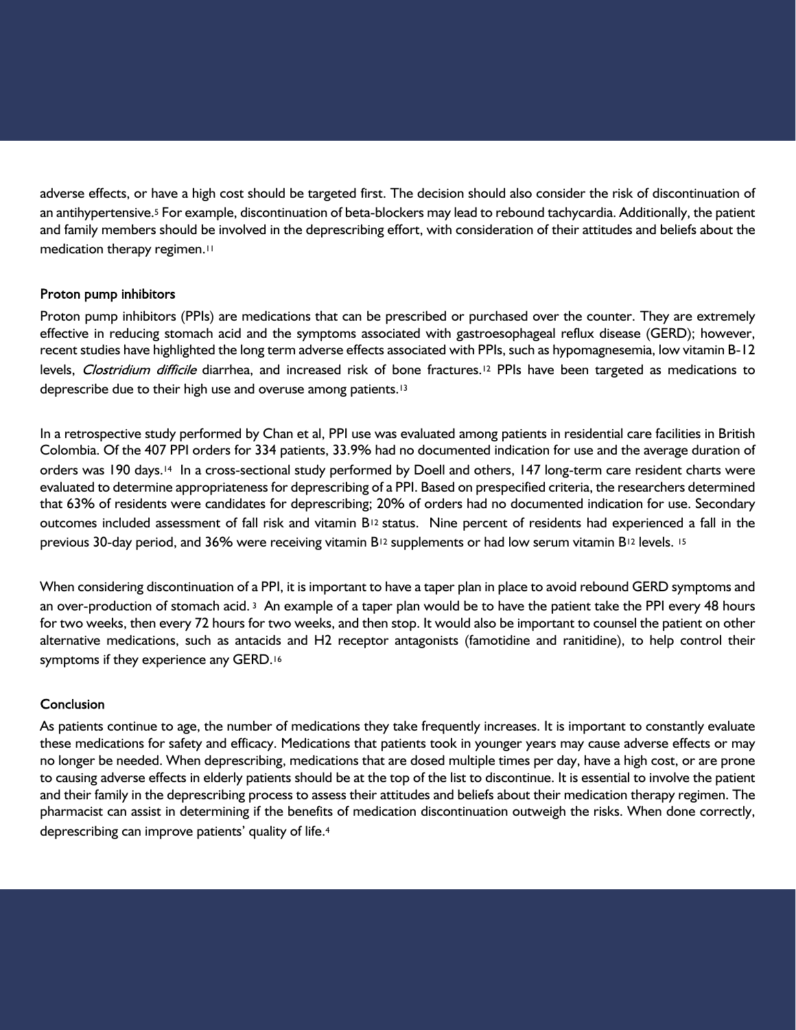adverse effects, or have a high cost should be targeted first. The decision should also consider the risk of discontinuation of an antihypertensive.[5] For example, discontinuation of beta-blockers may lead to rebound tachycardia. Additionally, the patient and family members should be involved in the deprescribing effort, with consideration of their attitudes and beliefs about the medication therapy regimen.[11]

### Proton pump inhibitors

Proton pump inhibitors (PPIs) are medications that can be prescribed or purchased over the counter. They are extremely effective in reducing stomach acid and the symptoms associated with gastroesophageal reflux disease (GERD); however, recent studies have highlighted the long term adverse effects associated with PPIs, such as hypomagnesemia, low vitamin B-12 levels, *Clostridium difficile* diarrhea, and increased risk of bone fractures.[12] PPIs have been targeted as medications to deprescribe due to their high use and overuse among patients.[13]

In a retrospective study performed by Chan et al, PPI use was evaluated among patients in residential care facilities in British Colombia. Of the 407 PPI orders for 334 patients, 33.9% had no documented indication for use and the average duration of orders was 190 days.[14] In a cross-sectional study performed by Doell and others, 147 long-term care resident charts were evaluated to determine appropriateness for deprescribing of a PPI. Based on prespecified criteria, the researchers determined that 63% of residents were candidates for deprescribing; 20% of orders had no documented indication for use. Secondary outcomes included assessment of fall risk and vitamin $B_{12}$ status. Nine percent of residents had experienced a fall in the previous 30-day period, and 36% were receiving vitamin $B_{12}$ supplements or had low serum vitamin $B_{12}$ levels.[15]

When considering discontinuation of a PPI, it is important to have a taper plan in place to avoid rebound GERD symptoms and an over-production of stomach acid.[3] An example of a taper plan would be to have the patient take the PPI every 48 hours for two weeks, then every 72 hours for two weeks, and then stop. It would also be important to counsel the patient on other alternative medications, such as antacids and H2 receptor antagonists (famotidine and ranitidine), to help control their symptoms if they experience any GERD.[16]

### Conclusion

As patients continue to age, the number of medications they take frequently increases. It is important to constantly evaluate these medications for safety and efficacy. Medications that patients took in younger years may cause adverse effects or may no longer be needed. When deprescribing, medications that are dosed multiple times per day, have a high cost, or are prone to causing adverse effects in elderly patients should be at the top of the list to discontinue. It is essential to involve the patient and their family in the deprescribing process to assess their attitudes and beliefs about their medication therapy regimen. The pharmacist can assist in determining if the benefits of medication discontinuation outweigh the risks. When done correctly, deprescribing can improve patients' quality of life.[4]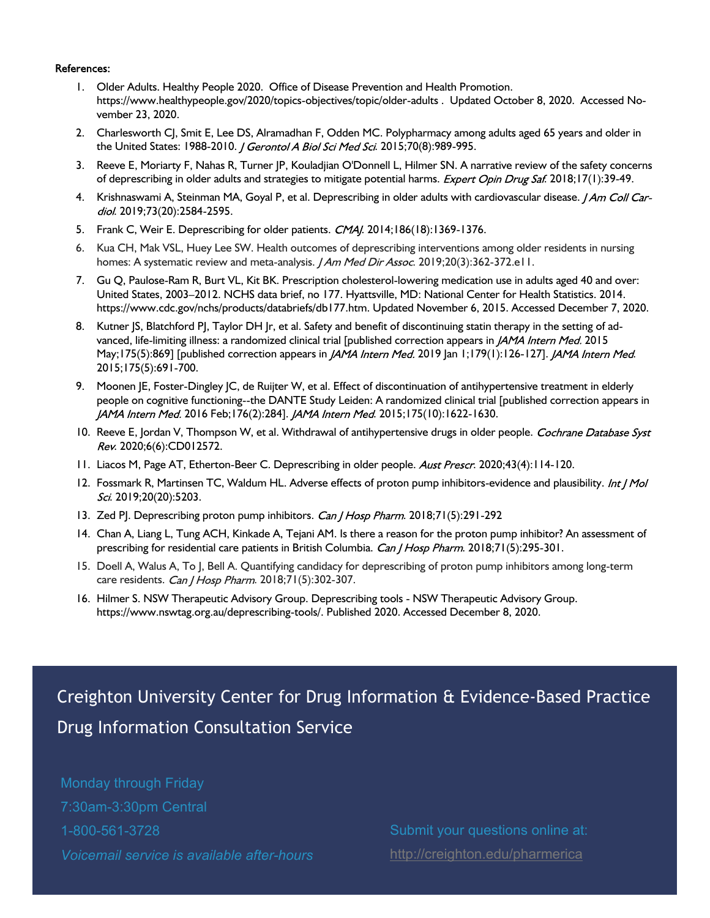**References:**

1. Older Adults. Healthy People 2020. Office of Disease Prevention and Health Promotion. https://www.healthypeople.gov/2020/topics-objectives/topic/older-adults . Updated October 8, 2020. Accessed November 23, 2020.
2. Charlesworth CJ, Smit E, Lee DS, Alramadhan F, Odden MC. Polypharmacy among adults aged 65 years and older in the United States: 1988-2010. *J Gerontol A Biol Sci Med Sci*. 2015;70(8):989-995.
3. Reeve E, Moriarty F, Nahas R, Turner JP, Kouladjian O'Donnell L, Hilmer SN. A narrative review of the safety concerns of deprescribing in older adults and strategies to mitigate potential harms. *Expert Opin Drug Saf*. 2018;17(1):39-49.
4. Krishnaswami A, Steinman MA, Goyal P, et al. Deprescribing in older adults with cardiovascular disease. *J Am Coll Cardiol*. 2019;73(20):2584-2595.
5. Frank C, Weir E. Deprescribing for older patients. *CMAJ*. 2014;186(18):1369-1376.
6. Kua CH, Mak VSL, Huey Lee SW. Health outcomes of deprescribing interventions among older residents in nursing homes: A systematic review and meta-analysis. *J Am Med Dir Assoc*. 2019;20(3):362-372.e11.
7. Gu Q, Paulose-Ram R, Burt VL, Kit BK. Prescription cholesterol-lowering medication use in adults aged 40 and over: United States, 2003–2012. NCHS data brief, no 177. Hyattsville, MD: National Center for Health Statistics. 2014. https://www.cdc.gov/nchs/products/databriefs/db177.htm. Updated November 6, 2015. Accessed December 7, 2020.
8. Kutner JS, Blatchford PJ, Taylor DH Jr, et al. Safety and benefit of discontinuing statin therapy in the setting of advanced, life-limiting illness: a randomized clinical trial [published correction appears in *JAMA Intern Med*. 2015 May;175(5):869] [published correction appears in *JAMA Intern Med*. 2019 Jan 1;179(1):126-127]. *JAMA Intern Med*. 2015;175(5):691-700.
9. Moonen JE, Foster-Dingley JC, de Ruijter W, et al. Effect of discontinuation of antihypertensive treatment in elderly people on cognitive functioning--the DANTE Study Leiden: A randomized clinical trial [published correction appears in *JAMA Intern Med*. 2016 Feb;176(2):284]. *JAMA Intern Med*. 2015;175(10):1622-1630.
10. Reeve E, Jordan V, Thompson W, et al. Withdrawal of antihypertensive drugs in older people. *Cochrane Database Syst Rev*. 2020;6(6):CD012572.
11. Liacos M, Page AT, Etherton-Beer C. Deprescribing in older people. *Aust Prescr*. 2020;43(4):114-120.
12. Fossmark R, Martinsen TC, Waldum HL. Adverse effects of proton pump inhibitors-evidence and plausibility. *Int J Mol Sci*. 2019;20(20):5203.
13. Zed PJ. Deprescribing proton pump inhibitors. *Can J Hosp Pharm*. 2018;71(5):291-292
14. Chan A, Liang L, Tung ACH, Kinkade A, Tejani AM. Is there a reason for the proton pump inhibitor? An assessment of prescribing for residential care patients in British Columbia. *Can J Hosp Pharm*. 2018;71(5):295-301.
15. Doell A, Walus A, To J, Bell A. Quantifying candidacy for deprescribing of proton pump inhibitors among long-term care residents. *Can J Hosp Pharm*. 2018;71(5):302-307.
16. Hilmer S. NSW Therapeutic Advisory Group. Deprescribing tools - NSW Therapeutic Advisory Group. https://www.nswtag.org.au/deprescribing-tools/. Published 2020. Accessed December 8, 2020.

## Creighton University Center for Drug Information & Evidence-Based Practice

## Drug Information Consultation Service

Monday through Friday

7:30am-3:30pm Central

1-800-561-3728

*Voicemail service is available after-hours*

Submit your questions online at:

http://creighton.edu/pharmerica